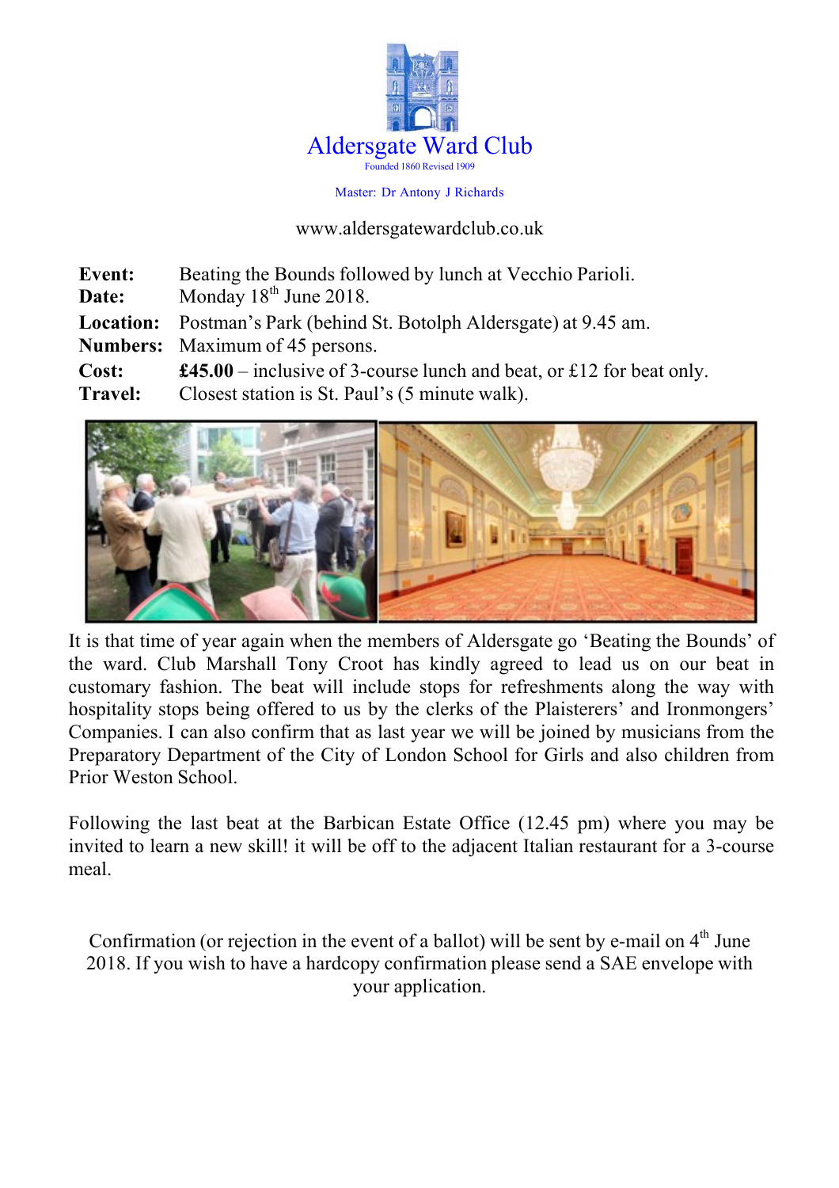# Aldersgate Ward Club

Founded 1860 Revised 1909

Master: Dr Antony J Richards

www.aldersgatewardclub.co.uk

| | |
|---|---|
| **Event:** | Beating the Bounds followed by lunch at Vecchio Parioli. |
| **Date:** | Monday 18th June 2018. |
| **Location:** | Postman's Park (behind St. Botolph Aldersgate) at 9.45 am. |
| **Numbers:** | Maximum of 45 persons. |
| **Cost:** | **£45.00** – inclusive of 3-course lunch and beat, or £12 for beat only. |
| **Travel:** | Closest station is St. Paul's (5 minute walk). |

It is that time of year again when the members of Aldersgate go 'Beating the Bounds' of the ward. Club Marshall Tony Croot has kindly agreed to lead us on our beat in customary fashion. The beat will include stops for refreshments along the way with hospitality stops being offered to us by the clerks of the Plaisterers' and Ironmongers' Companies. I can also confirm that as last year we will be joined by musicians from the Preparatory Department of the City of London School for Girls and also children from Prior Weston School.

Following the last beat at the Barbican Estate Office (12.45 pm) where you may be invited to learn a new skill! it will be off to the adjacent Italian restaurant for a 3-course meal.

Confirmation (or rejection in the event of a ballot) will be sent by e-mail on 4th June 2018. If you wish to have a hardcopy confirmation please send a SAE envelope with your application.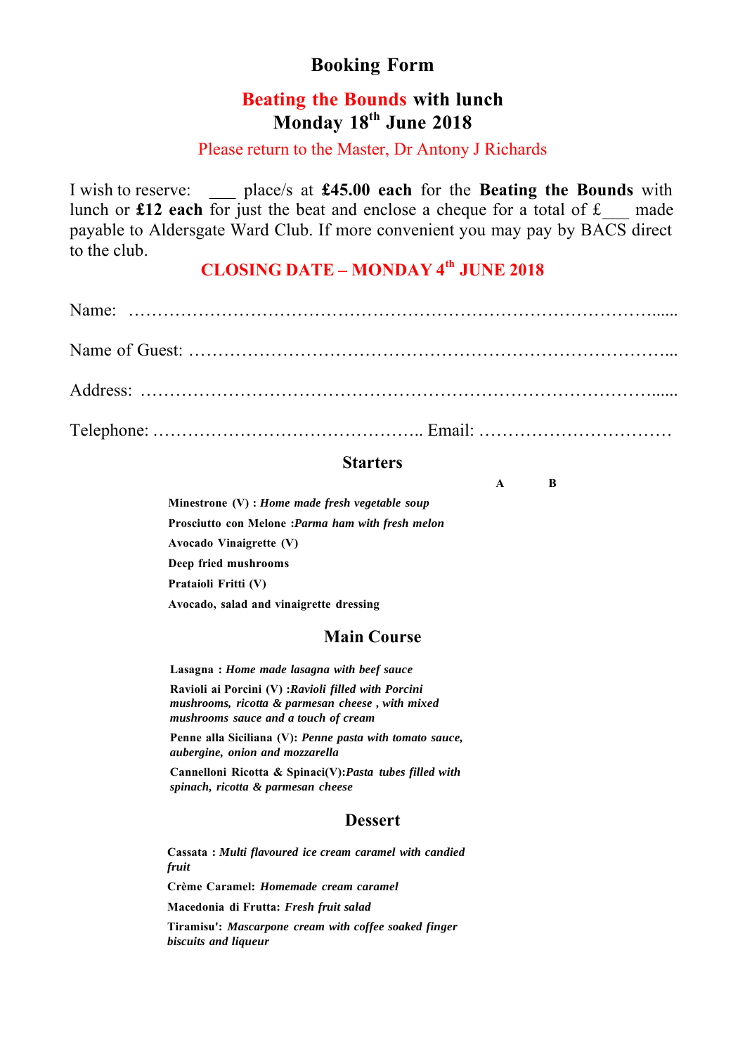## Booking Form

### Beating the Bounds with lunch
### Monday 18th June 2018

Please return to the Master, Dr Antony J Richards

I wish to reserve: ___ place/s at **£45.00 each** for the **Beating the Bounds** with lunch or **£12 each** for just the beat and enclose a cheque for a total of £___ made payable to Aldersgate Ward Club. If more convenient you may pay by BACS direct to the club.

**CLOSING DATE – MONDAY 4th JUNE 2018**

Name: ……………………………………………………………………………......

Name of Guest: ……………………………………………………………………...

Address: …………………………………………………………………………......

Telephone: ……………………………………….. Email: ……………………………

### Starters

| | A | B |
|---|---|---|
| **Minestrone (V) :** ***Home made fresh vegetable soup*** | | |
| **Prosciutto con Melone :*****Parma ham with fresh melon*** | | |
| **Avocado Vinaigrette (V)** | | |
| **Deep fried mushrooms** | | |
| **Prataioli Fritti (V)** | | |
| **Avocado, salad and vinaigrette dressing** | | |

### Main Course

**Lasagna :** ***Home made lasagna with beef sauce***

**Ravioli ai Porcini (V) :*****Ravioli filled with Porcini mushrooms, ricotta & parmesan cheese , with mixed mushrooms sauce and a touch of cream***

**Penne alla Siciliana (V):** ***Penne pasta with tomato sauce, aubergine, onion and mozzarella***

**Cannelloni Ricotta & Spinaci(V):*****Pasta tubes filled with spinach, ricotta & parmesan cheese***

### Dessert

**Cassata :** ***Multi flavoured ice cream caramel with candied fruit***

**Crème Caramel:** ***Homemade cream caramel***

**Macedonia di Frutta:** ***Fresh fruit salad***

**Tiramisu':** ***Mascarpone cream with coffee soaked finger biscuits and liqueur***